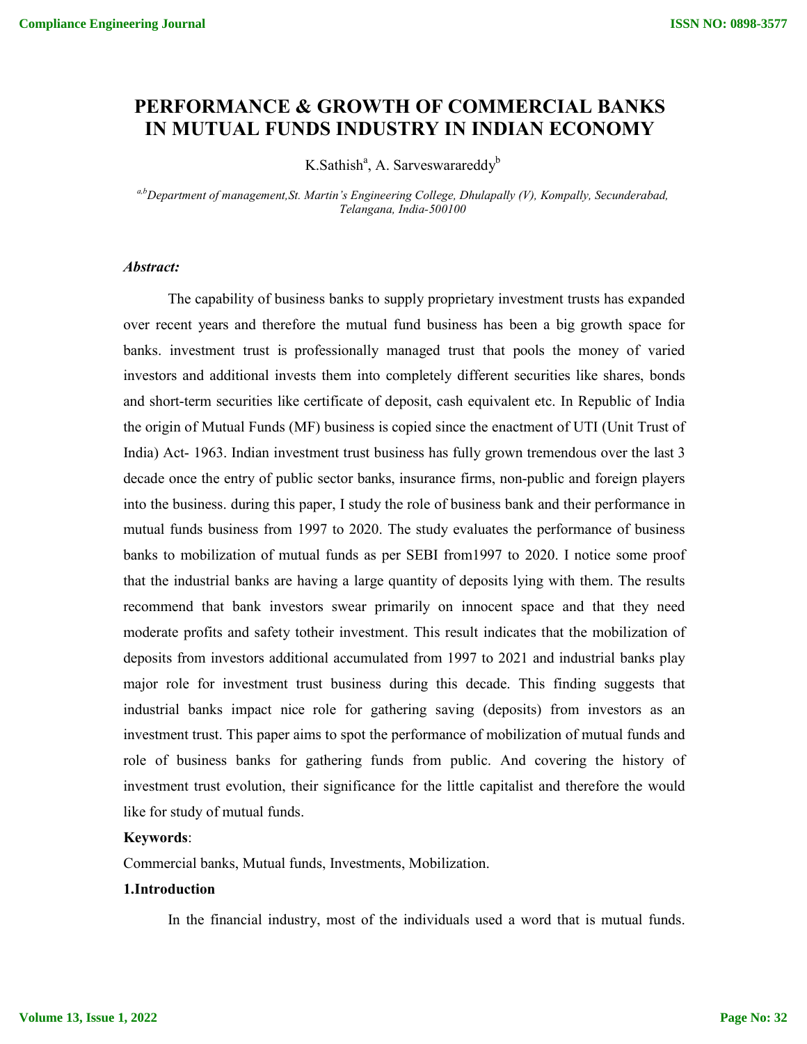# PERFORMANCE & GROWTH OF COMMERCIAL BANKS IN MUTUAL FUNDS INDUSTRY IN INDIAN ECONOMY

K.Sathish[a], A. Sarveswarareddy[b]

*[a,b]Department of management,St. Martin's Engineering College, Dhulapally (V), Kompally, Secunderabad, Telangana, India-500100*

***Abstract:***

The capability of business banks to supply proprietary investment trusts has expanded over recent years and therefore the mutual fund business has been a big growth space for banks. investment trust is professionally managed trust that pools the money of varied investors and additional invests them into completely different securities like shares, bonds and short-term securities like certificate of deposit, cash equivalent etc. In Republic of India the origin of Mutual Funds (MF) business is copied since the enactment of UTI (Unit Trust of India) Act- 1963. Indian investment trust business has fully grown tremendous over the last 3 decade once the entry of public sector banks, insurance firms, non-public and foreign players into the business. during this paper, I study the role of business bank and their performance in mutual funds business from 1997 to 2020. The study evaluates the performance of business banks to mobilization of mutual funds as per SEBI from1997 to 2020. I notice some proof that the industrial banks are having a large quantity of deposits lying with them. The results recommend that bank investors swear primarily on innocent space and that they need moderate profits and safety totheir investment. This result indicates that the mobilization of deposits from investors additional accumulated from 1997 to 2021 and industrial banks play major role for investment trust business during this decade. This finding suggests that industrial banks impact nice role for gathering saving (deposits) from investors as an investment trust. This paper aims to spot the performance of mobilization of mutual funds and role of business banks for gathering funds from public. And covering the history of investment trust evolution, their significance for the little capitalist and therefore the would like for study of mutual funds.

**Keywords**:

Commercial banks, Mutual funds, Investments, Mobilization.

## 1.Introduction

In the financial industry, most of the individuals used a word that is mutual funds.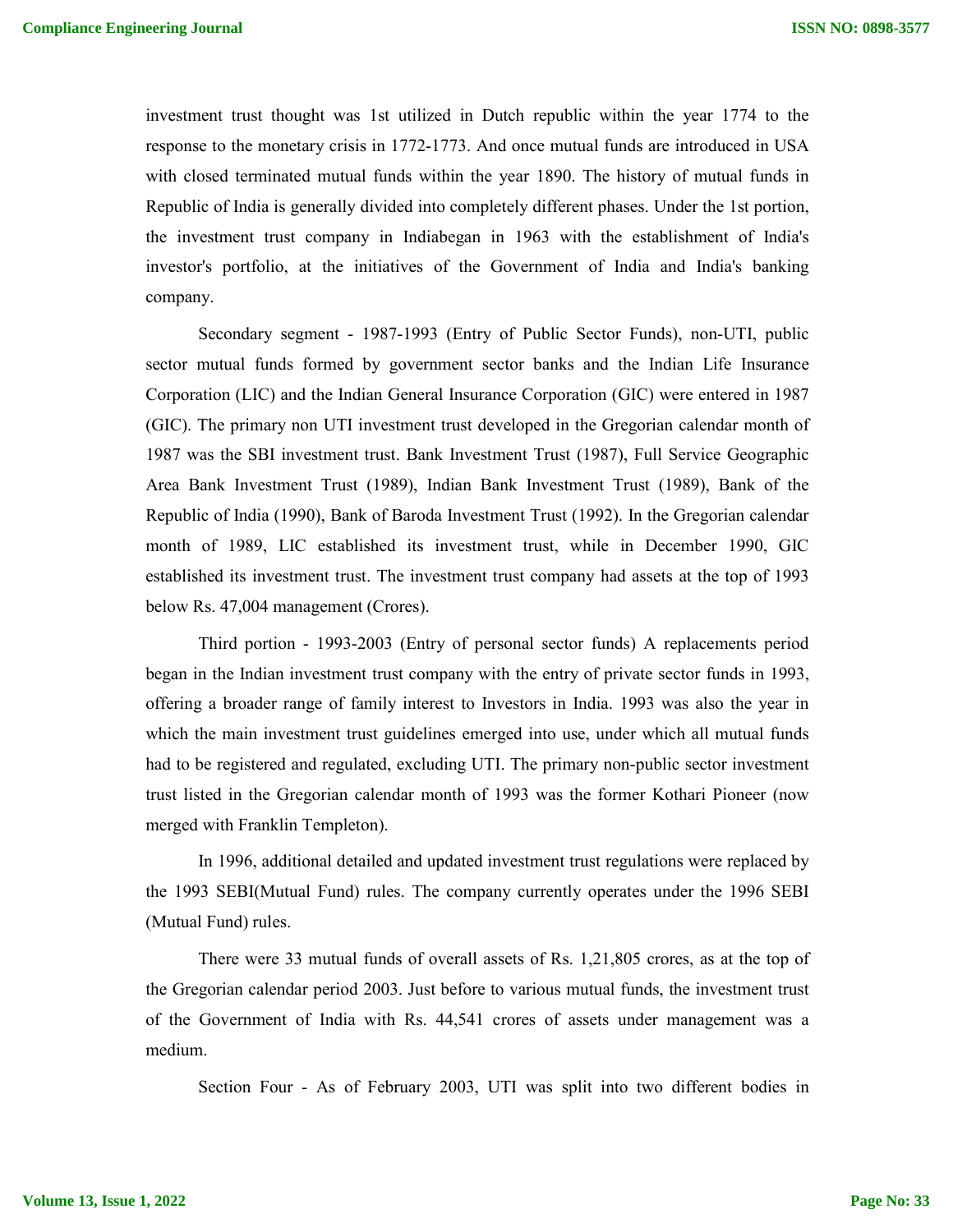investment trust thought was 1st utilized in Dutch republic within the year 1774 to the response to the monetary crisis in 1772-1773. And once mutual funds are introduced in USA with closed terminated mutual funds within the year 1890. The history of mutual funds in Republic of India is generally divided into completely different phases. Under the 1st portion, the investment trust company in Indiabegan in 1963 with the establishment of India's investor's portfolio, at the initiatives of the Government of India and India's banking company.

Secondary segment - 1987-1993 (Entry of Public Sector Funds), non-UTI, public sector mutual funds formed by government sector banks and the Indian Life Insurance Corporation (LIC) and the Indian General Insurance Corporation (GIC) were entered in 1987 (GIC). The primary non UTI investment trust developed in the Gregorian calendar month of 1987 was the SBI investment trust. Bank Investment Trust (1987), Full Service Geographic Area Bank Investment Trust (1989), Indian Bank Investment Trust (1989), Bank of the Republic of India (1990), Bank of Baroda Investment Trust (1992). In the Gregorian calendar month of 1989, LIC established its investment trust, while in December 1990, GIC established its investment trust. The investment trust company had assets at the top of 1993 below Rs. 47,004 management (Crores).

Third portion - 1993-2003 (Entry of personal sector funds) A replacements period began in the Indian investment trust company with the entry of private sector funds in 1993, offering a broader range of family interest to Investors in India. 1993 was also the year in which the main investment trust guidelines emerged into use, under which all mutual funds had to be registered and regulated, excluding UTI. The primary non-public sector investment trust listed in the Gregorian calendar month of 1993 was the former Kothari Pioneer (now merged with Franklin Templeton).

In 1996, additional detailed and updated investment trust regulations were replaced by the 1993 SEBI(Mutual Fund) rules. The company currently operates under the 1996 SEBI (Mutual Fund) rules.

There were 33 mutual funds of overall assets of Rs. 1,21,805 crores, as at the top of the Gregorian calendar period 2003. Just before to various mutual funds, the investment trust of the Government of India with Rs. 44,541 crores of assets under management was a medium.

Section Four - As of February 2003, UTI was split into two different bodies in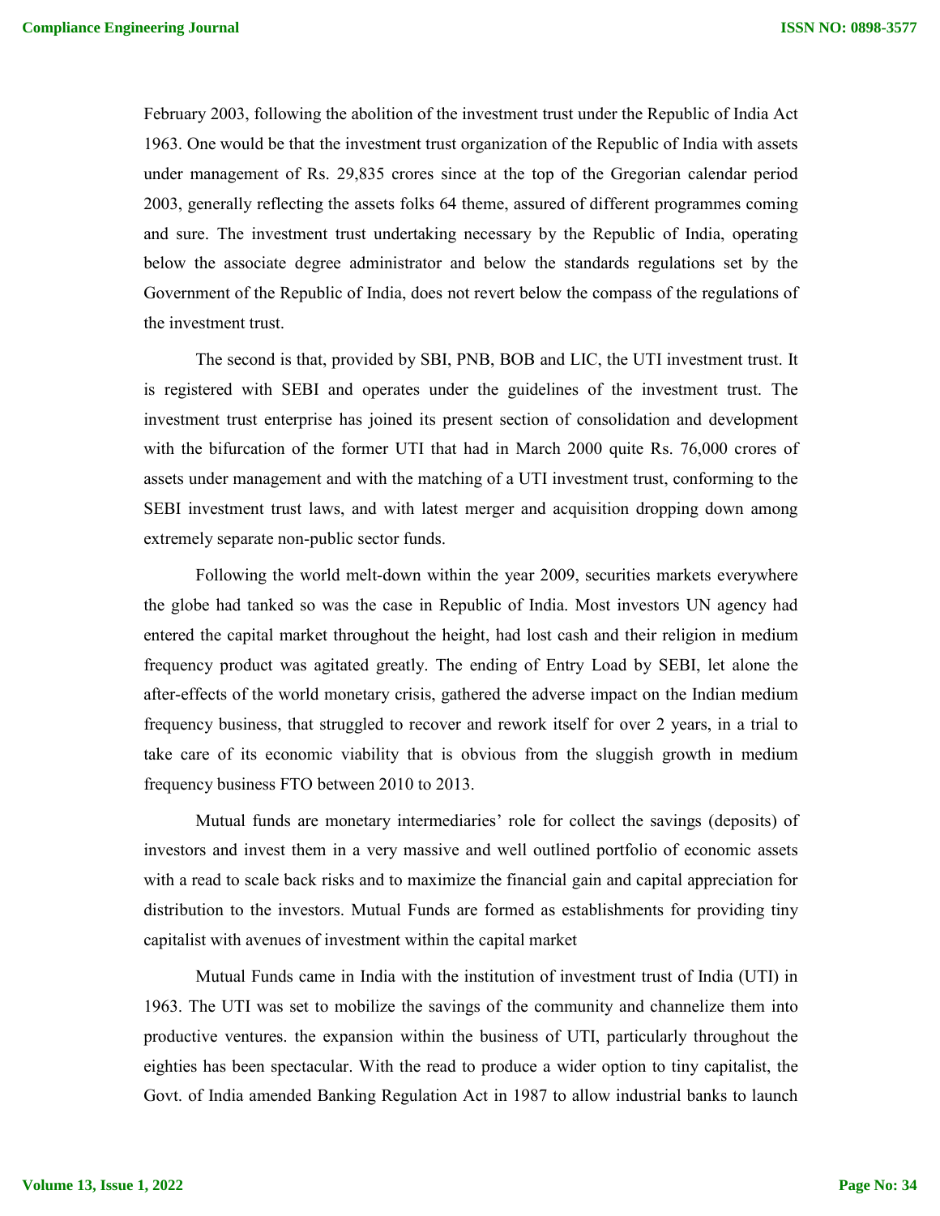February 2003, following the abolition of the investment trust under the Republic of India Act 1963. One would be that the investment trust organization of the Republic of India with assets under management of Rs. 29,835 crores since at the top of the Gregorian calendar period 2003, generally reflecting the assets folks 64 theme, assured of different programmes coming and sure. The investment trust undertaking necessary by the Republic of India, operating below the associate degree administrator and below the standards regulations set by the Government of the Republic of India, does not revert below the compass of the regulations of the investment trust.

The second is that, provided by SBI, PNB, BOB and LIC, the UTI investment trust. It is registered with SEBI and operates under the guidelines of the investment trust. The investment trust enterprise has joined its present section of consolidation and development with the bifurcation of the former UTI that had in March 2000 quite Rs. 76,000 crores of assets under management and with the matching of a UTI investment trust, conforming to the SEBI investment trust laws, and with latest merger and acquisition dropping down among extremely separate non-public sector funds.

Following the world melt-down within the year 2009, securities markets everywhere the globe had tanked so was the case in Republic of India. Most investors UN agency had entered the capital market throughout the height, had lost cash and their religion in medium frequency product was agitated greatly. The ending of Entry Load by SEBI, let alone the after-effects of the world monetary crisis, gathered the adverse impact on the Indian medium frequency business, that struggled to recover and rework itself for over 2 years, in a trial to take care of its economic viability that is obvious from the sluggish growth in medium frequency business FTO between 2010 to 2013.

Mutual funds are monetary intermediaries' role for collect the savings (deposits) of investors and invest them in a very massive and well outlined portfolio of economic assets with a read to scale back risks and to maximize the financial gain and capital appreciation for distribution to the investors. Mutual Funds are formed as establishments for providing tiny capitalist with avenues of investment within the capital market

Mutual Funds came in India with the institution of investment trust of India (UTI) in 1963. The UTI was set to mobilize the savings of the community and channelize them into productive ventures. the expansion within the business of UTI, particularly throughout the eighties has been spectacular. With the read to produce a wider option to tiny capitalist, the Govt. of India amended Banking Regulation Act in 1987 to allow industrial banks to launch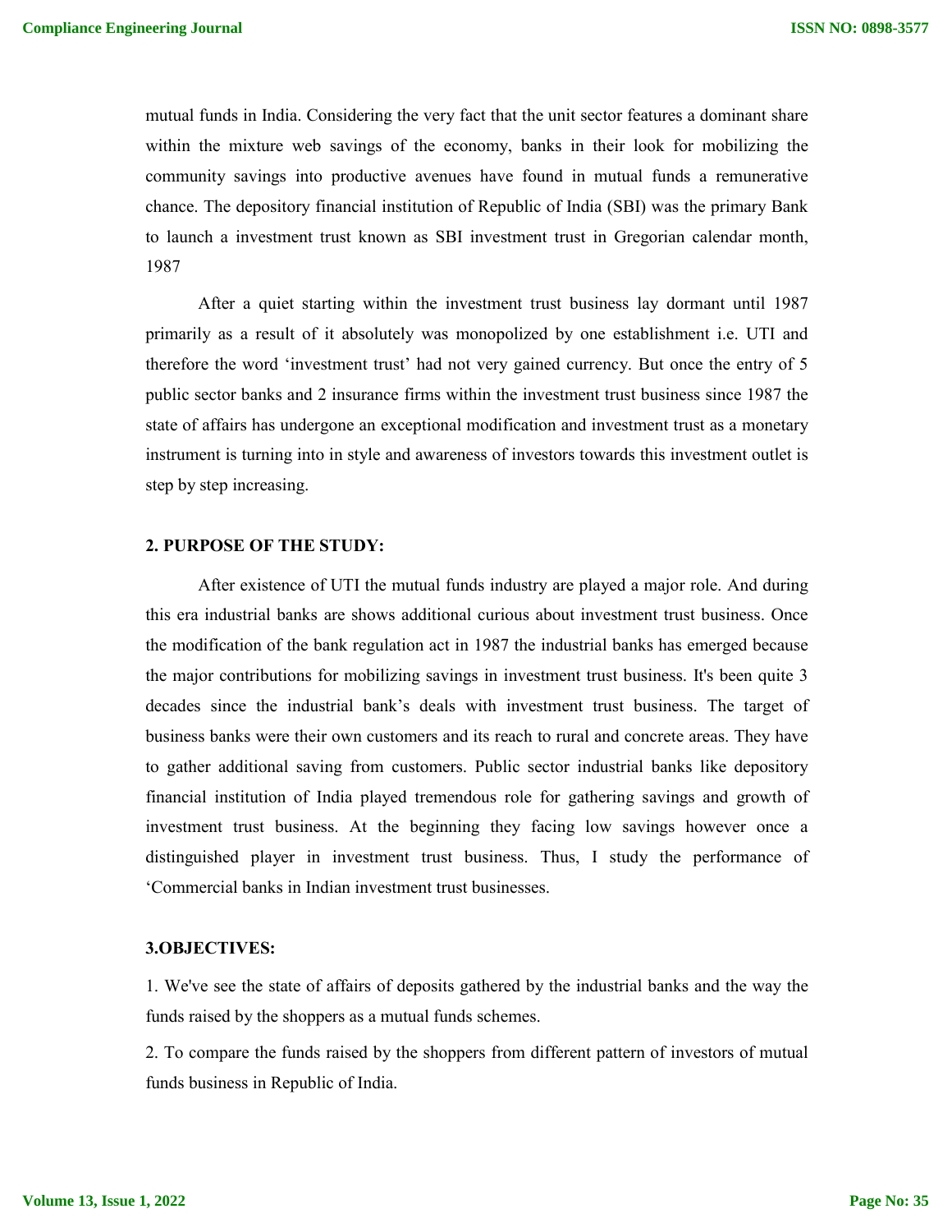mutual funds in India. Considering the very fact that the unit sector features a dominant share within the mixture web savings of the economy, banks in their look for mobilizing the community savings into productive avenues have found in mutual funds a remunerative chance. The depository financial institution of Republic of India (SBI) was the primary Bank to launch a investment trust known as SBI investment trust in Gregorian calendar month, 1987

After a quiet starting within the investment trust business lay dormant until 1987 primarily as a result of it absolutely was monopolized by one establishment i.e. UTI and therefore the word 'investment trust' had not very gained currency. But once the entry of 5 public sector banks and 2 insurance firms within the investment trust business since 1987 the state of affairs has undergone an exceptional modification and investment trust as a monetary instrument is turning into in style and awareness of investors towards this investment outlet is step by step increasing.

## 2. PURPOSE OF THE STUDY:

After existence of UTI the mutual funds industry are played a major role. And during this era industrial banks are shows additional curious about investment trust business. Once the modification of the bank regulation act in 1987 the industrial banks has emerged because the major contributions for mobilizing savings in investment trust business. It's been quite 3 decades since the industrial bank's deals with investment trust business. The target of business banks were their own customers and its reach to rural and concrete areas. They have to gather additional saving from customers. Public sector industrial banks like depository financial institution of India played tremendous role for gathering savings and growth of investment trust business. At the beginning they facing low savings however once a distinguished player in investment trust business. Thus, I study the performance of 'Commercial banks in Indian investment trust businesses.

## 3.OBJECTIVES:

1. We've see the state of affairs of deposits gathered by the industrial banks and the way the funds raised by the shoppers as a mutual funds schemes.

2. To compare the funds raised by the shoppers from different pattern of investors of mutual funds business in Republic of India.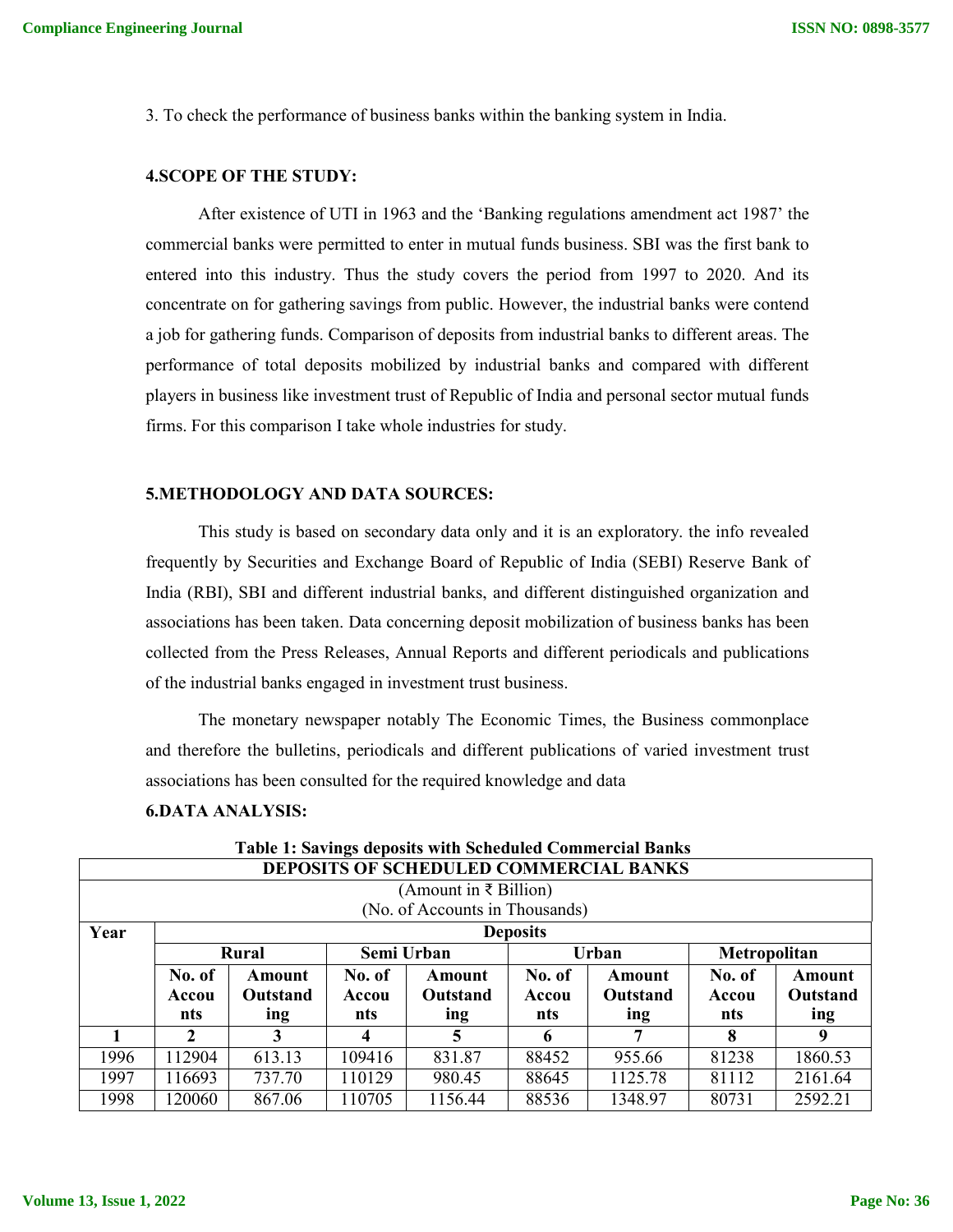3. To check the performance of business banks within the banking system in India.

### 4.SCOPE OF THE STUDY:

After existence of UTI in 1963 and the 'Banking regulations amendment act 1987' the commercial banks were permitted to enter in mutual funds business. SBI was the first bank to entered into this industry. Thus the study covers the period from 1997 to 2020. And its concentrate on for gathering savings from public. However, the industrial banks were contend a job for gathering funds. Comparison of deposits from industrial banks to different areas. The performance of total deposits mobilized by industrial banks and compared with different players in business like investment trust of Republic of India and personal sector mutual funds firms. For this comparison I take whole industries for study.

### 5.METHODOLOGY AND DATA SOURCES:

This study is based on secondary data only and it is an exploratory. the info revealed frequently by Securities and Exchange Board of Republic of India (SEBI) Reserve Bank of India (RBI), SBI and different industrial banks, and different distinguished organization and associations has been taken. Data concerning deposit mobilization of business banks has been collected from the Press Releases, Annual Reports and different periodicals and publications of the industrial banks engaged in investment trust business.

The monetary newspaper notably The Economic Times, the Business commonplace and therefore the bulletins, periodicals and different publications of varied investment trust associations has been consulted for the required knowledge and data

### 6.DATA ANALYSIS:

**Table 1: Savings deposits with Scheduled Commercial Banks**

| **DEPOSITS OF SCHEDULED COMMERCIAL BANKS** (Amount in ₹ Billion) (No. of Accounts in Thousands) | | | | | | | | |
|---|---|---|---|---|---|---|---|---|
| **Year** | **Deposits** | | | | | | | |
| | **Rural** | | **Semi Urban** | | **Urban** | | **Metropolitan** | |
| | **No. of Accounts** | **Amount Outstanding** | **No. of Accounts** | **Amount Outstanding** | **No. of Accounts** | **Amount Outstanding** | **No. of Accounts** | **Amount Outstanding** |
| **1** | **2** | **3** | **4** | **5** | **6** | **7** | **8** | **9** |
| 1996 | 112904 | 613.13 | 109416 | 831.87 | 88452 | 955.66 | 81238 | 1860.53 |
| 1997 | 116693 | 737.70 | 110129 | 980.45 | 88645 | 1125.78 | 81112 | 2161.64 |
| 1998 | 120060 | 867.06 | 110705 | 1156.44 | 88536 | 1348.97 | 80731 | 2592.21 |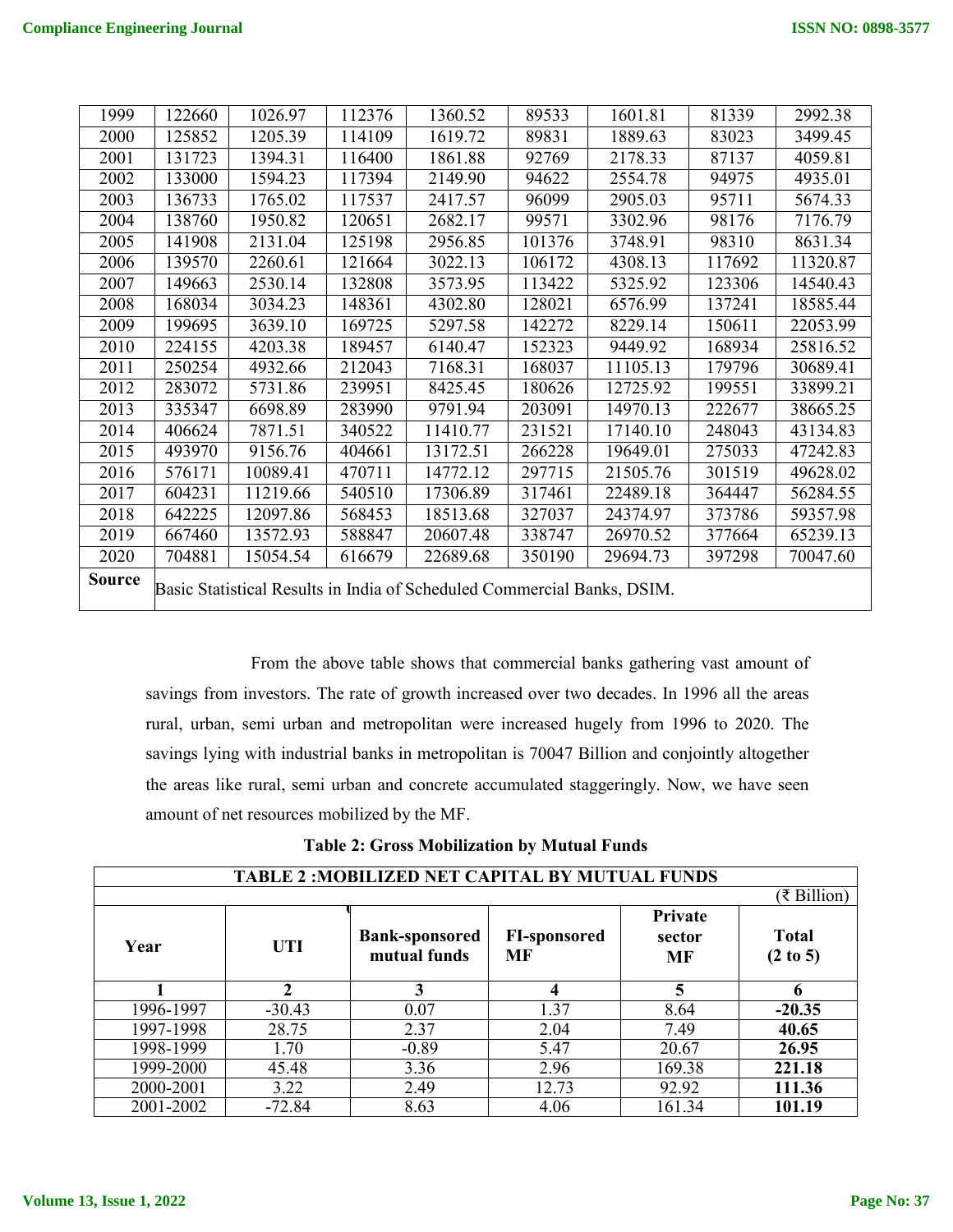| 1999 | 122660 | 1026.97 | 112376 | 1360.52 | 89533 | 1601.81 | 81339 | 2992.38 |
|---|---|---|---|---|---|---|---|---|
| 2000 | 125852 | 1205.39 | 114109 | 1619.72 | 89831 | 1889.63 | 83023 | 3499.45 |
| 2001 | 131723 | 1394.31 | 116400 | 1861.88 | 92769 | 2178.33 | 87137 | 4059.81 |
| 2002 | 133000 | 1594.23 | 117394 | 2149.90 | 94622 | 2554.78 | 94975 | 4935.01 |
| 2003 | 136733 | 1765.02 | 117537 | 2417.57 | 96099 | 2905.03 | 95711 | 5674.33 |
| 2004 | 138760 | 1950.82 | 120651 | 2682.17 | 99571 | 3302.96 | 98176 | 7176.79 |
| 2005 | 141908 | 2131.04 | 125198 | 2956.85 | 101376 | 3748.91 | 98310 | 8631.34 |
| 2006 | 139570 | 2260.61 | 121664 | 3022.13 | 106172 | 4308.13 | 117692 | 11320.87 |
| 2007 | 149663 | 2530.14 | 132808 | 3573.95 | 113422 | 5325.92 | 123306 | 14540.43 |
| 2008 | 168034 | 3034.23 | 148361 | 4302.80 | 128021 | 6576.99 | 137241 | 18585.44 |
| 2009 | 199695 | 3639.10 | 169725 | 5297.58 | 142272 | 8229.14 | 150611 | 22053.99 |
| 2010 | 224155 | 4203.38 | 189457 | 6140.47 | 152323 | 9449.92 | 168934 | 25816.52 |
| 2011 | 250254 | 4932.66 | 212043 | 7168.31 | 168037 | 11105.13 | 179796 | 30689.41 |
| 2012 | 283072 | 5731.86 | 239951 | 8425.45 | 180626 | 12725.92 | 199551 | 33899.21 |
| 2013 | 335347 | 6698.89 | 283990 | 9791.94 | 203091 | 14970.13 | 222677 | 38665.25 |
| 2014 | 406624 | 7871.51 | 340522 | 11410.77 | 231521 | 17140.10 | 248043 | 43134.83 |
| 2015 | 493970 | 9156.76 | 404661 | 13172.51 | 266228 | 19649.01 | 275033 | 47242.83 |
| 2016 | 576171 | 10089.41 | 470711 | 14772.12 | 297715 | 21505.76 | 301519 | 49628.02 |
| 2017 | 604231 | 11219.66 | 540510 | 17306.89 | 317461 | 22489.18 | 364447 | 56284.55 |
| 2018 | 642225 | 12097.86 | 568453 | 18513.68 | 327037 | 24374.97 | 373786 | 59357.98 |
| 2019 | 667460 | 13572.93 | 588847 | 20607.48 | 338747 | 26970.52 | 377664 | 65239.13 |
| 2020 | 704881 | 15054.54 | 616679 | 22689.68 | 350190 | 29694.73 | 397298 | 70047.60 |
| **Source** | Basic Statistical Results in India of Scheduled Commercial Banks, DSIM. | | | | | | | |

From the above table shows that commercial banks gathering vast amount of savings from investors. The rate of growth increased over two decades. In 1996 all the areas rural, urban, semi urban and metropolitan were increased hugely from 1996 to 2020. The savings lying with industrial banks in metropolitan is 70047 Billion and conjointly altogether the areas like rural, semi urban and concrete accumulated staggeringly. Now, we have seen amount of net resources mobilized by the MF.

**Table 2: Gross Mobilization by Mutual Funds**

| **TABLE 2 :MOBILIZED NET CAPITAL BY MUTUAL FUNDS** | | | | | |
|---|---|---|---|---|---|
| | | | | | (₹ Billion) |
| **Year** | **UTI** | **Bank-sponsored mutual funds** | **FI-sponsored MF** | **Private sector MF** | **Total (2 to 5)** |
| **1** | **2** | **3** | **4** | **5** | **6** |
| 1996-1997 | -30.43 | 0.07 | 1.37 | 8.64 | **-20.35** |
| 1997-1998 | 28.75 | 2.37 | 2.04 | 7.49 | **40.65** |
| 1998-1999 | 1.70 | -0.89 | 5.47 | 20.67 | **26.95** |
| 1999-2000 | 45.48 | 3.36 | 2.96 | 169.38 | **221.18** |
| 2000-2001 | 3.22 | 2.49 | 12.73 | 92.92 | **111.36** |
| 2001-2002 | -72.84 | 8.63 | 4.06 | 161.34 | **101.19** |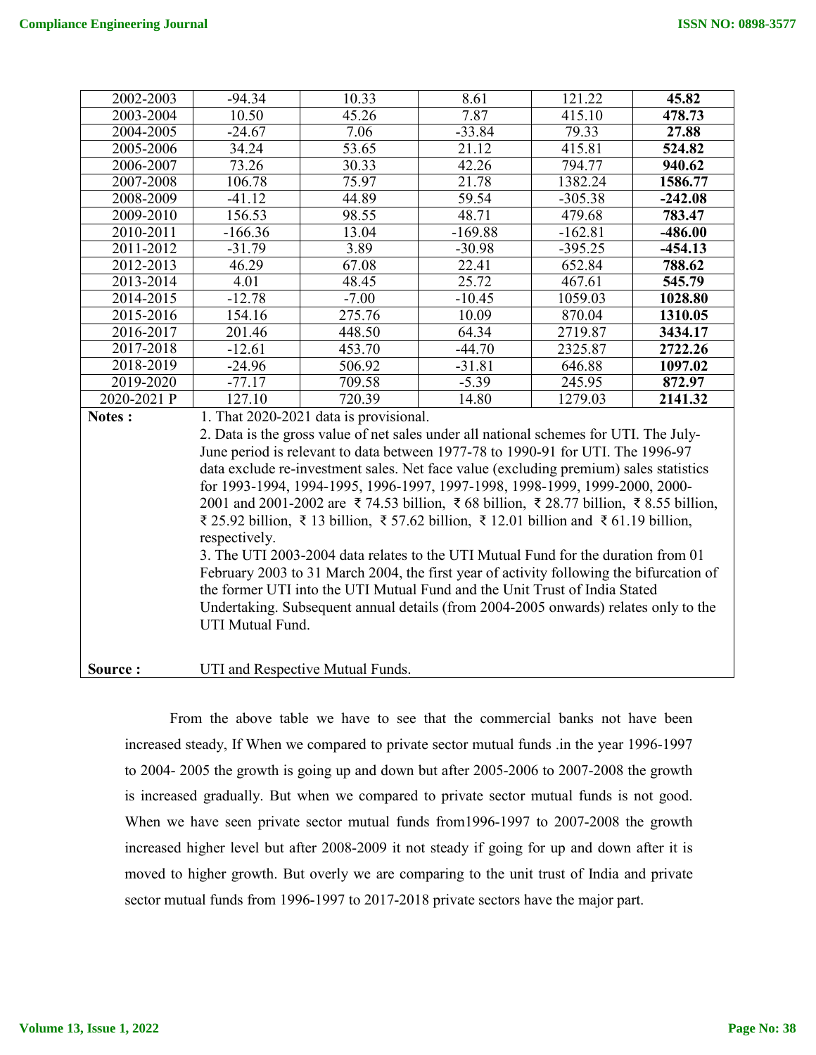| | | | | | |
|---|---|---|---|---|---|
| 2002-2003 | -94.34 | 10.33 | 8.61 | 121.22 | **45.82** |
| 2003-2004 | 10.50 | 45.26 | 7.87 | 415.10 | **478.73** |
| 2004-2005 | -24.67 | 7.06 | -33.84 | 79.33 | **27.88** |
| 2005-2006 | 34.24 | 53.65 | 21.12 | 415.81 | **524.82** |
| 2006-2007 | 73.26 | 30.33 | 42.26 | 794.77 | **940.62** |
| 2007-2008 | 106.78 | 75.97 | 21.78 | 1382.24 | **1586.77** |
| 2008-2009 | -41.12 | 44.89 | 59.54 | -305.38 | **-242.08** |
| 2009-2010 | 156.53 | 98.55 | 48.71 | 479.68 | **783.47** |
| 2010-2011 | -166.36 | 13.04 | -169.88 | -162.81 | **-486.00** |
| 2011-2012 | -31.79 | 3.89 | -30.98 | -395.25 | **-454.13** |
| 2012-2013 | 46.29 | 67.08 | 22.41 | 652.84 | **788.62** |
| 2013-2014 | 4.01 | 48.45 | 25.72 | 467.61 | **545.79** |
| 2014-2015 | -12.78 | -7.00 | -10.45 | 1059.03 | **1028.80** |
| 2015-2016 | 154.16 | 275.76 | 10.09 | 870.04 | **1310.05** |
| 2016-2017 | 201.46 | 448.50 | 64.34 | 2719.87 | **3434.17** |
| 2017-2018 | -12.61 | 453.70 | -44.70 | 2325.87 | **2722.26** |
| 2018-2019 | -24.96 | 506.92 | -31.81 | 646.88 | **1097.02** |
| 2019-2020 | -77.17 | 709.58 | -5.39 | 245.95 | **872.97** |
| 2020-2021 P | 127.10 | 720.39 | 14.80 | 1279.03 | **2141.32** |

**Notes :**

1. That 2020-2021 data is provisional.
2. Data is the gross value of net sales under all national schemes for UTI. The July-June period is relevant to data between 1977-78 to 1990-91 for UTI. The 1996-97 data exclude re-investment sales. Net face value (excluding premium) sales statistics for 1993-1994, 1994-1995, 1996-1997, 1997-1998, 1998-1999, 1999-2000, 2000-2001 and 2001-2002 are ₹ 74.53 billion, ₹ 68 billion, ₹ 28.77 billion, ₹ 8.55 billion, ₹ 25.92 billion, ₹ 13 billion, ₹ 57.62 billion, ₹ 12.01 billion and ₹ 61.19 billion, respectively.
3. The UTI 2003-2004 data relates to the UTI Mutual Fund for the duration from 01 February 2003 to 31 March 2004, the first year of activity following the bifurcation of the former UTI into the UTI Mutual Fund and the Unit Trust of India Stated Undertaking. Subsequent annual details (from 2004-2005 onwards) relates only to the UTI Mutual Fund.

**Source :** UTI and Respective Mutual Funds.

From the above table we have to see that the commercial banks not have been increased steady, If When we compared to private sector mutual funds .in the year 1996-1997 to 2004- 2005 the growth is going up and down but after 2005-2006 to 2007-2008 the growth is increased gradually. But when we compared to private sector mutual funds is not good. When we have seen private sector mutual funds from1996-1997 to 2007-2008 the growth increased higher level but after 2008-2009 it not steady if going for up and down after it is moved to higher growth. But overly we are comparing to the unit trust of India and private sector mutual funds from 1996-1997 to 2017-2018 private sectors have the major part.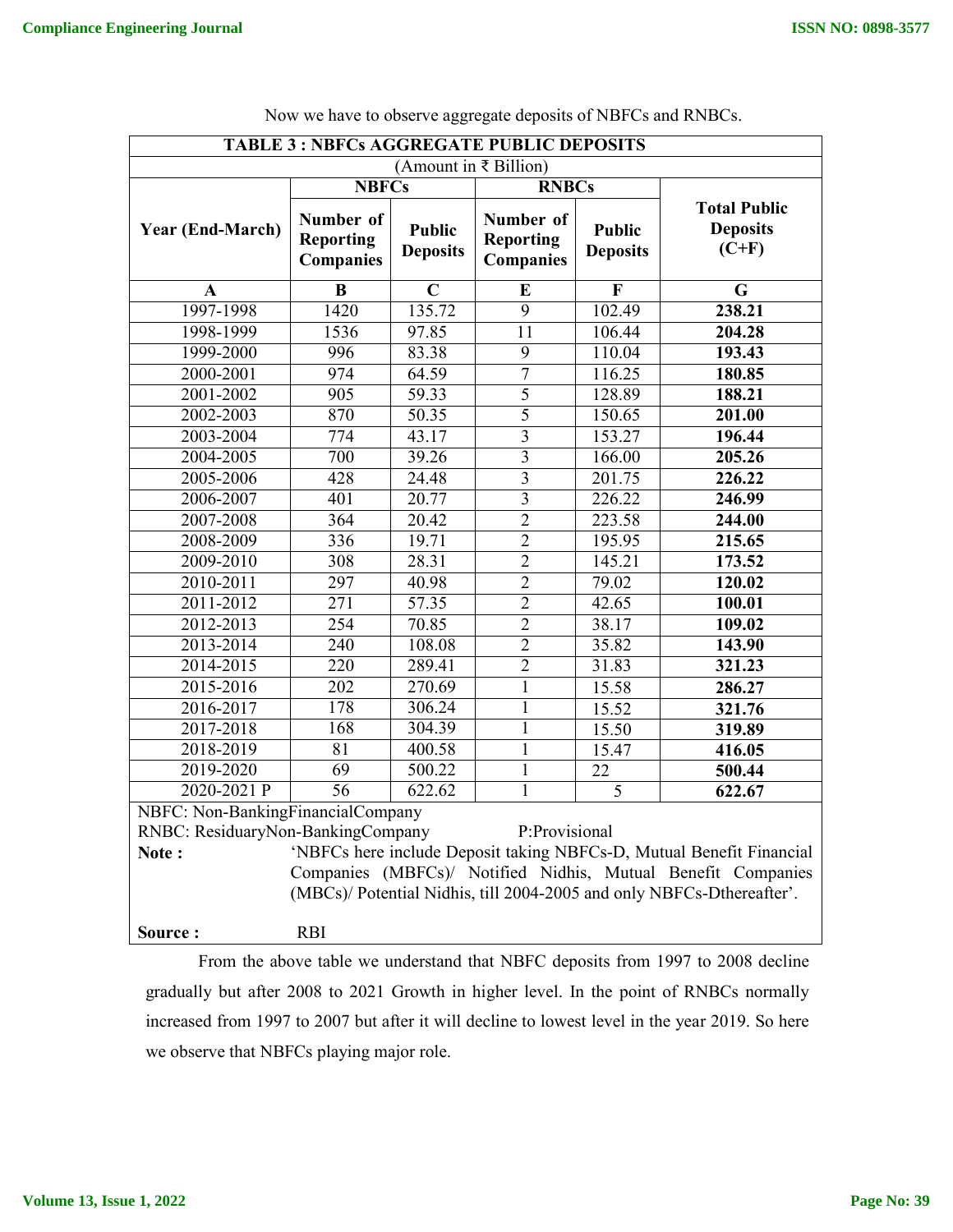Now we have to observe aggregate deposits of NBFCs and RNBCs.

| TABLE 3 : NBFCs AGGREGATE PUBLIC DEPOSITS | | | | | |
|---|---|---|---|---|---|
| (Amount in ₹ Billion) | | | | | |
| Year (End-March) | NBFCs | | RNBCs | | Total Public Deposits (C+F) |
| | Number of Reporting Companies | Public Deposits | Number of Reporting Companies | Public Deposits | |
| A | B | C | E | F | G |
| 1997-1998 | 1420 | 135.72 | 9 | 102.49 | **238.21** |
| 1998-1999 | 1536 | 97.85 | 11 | 106.44 | **204.28** |
| 1999-2000 | 996 | 83.38 | 9 | 110.04 | **193.43** |
| 2000-2001 | 974 | 64.59 | 7 | 116.25 | **180.85** |
| 2001-2002 | 905 | 59.33 | 5 | 128.89 | **188.21** |
| 2002-2003 | 870 | 50.35 | 5 | 150.65 | **201.00** |
| 2003-2004 | 774 | 43.17 | 3 | 153.27 | **196.44** |
| 2004-2005 | 700 | 39.26 | 3 | 166.00 | **205.26** |
| 2005-2006 | 428 | 24.48 | 3 | 201.75 | **226.22** |
| 2006-2007 | 401 | 20.77 | 3 | 226.22 | **246.99** |
| 2007-2008 | 364 | 20.42 | 2 | 223.58 | **244.00** |
| 2008-2009 | 336 | 19.71 | 2 | 195.95 | **215.65** |
| 2009-2010 | 308 | 28.31 | 2 | 145.21 | **173.52** |
| 2010-2011 | 297 | 40.98 | 2 | 79.02 | **120.02** |
| 2011-2012 | 271 | 57.35 | 2 | 42.65 | **100.01** |
| 2012-2013 | 254 | 70.85 | 2 | 38.17 | **109.02** |
| 2013-2014 | 240 | 108.08 | 2 | 35.82 | **143.90** |
| 2014-2015 | 220 | 289.41 | 2 | 31.83 | **321.23** |
| 2015-2016 | 202 | 270.69 | 1 | 15.58 | **286.27** |
| 2016-2017 | 178 | 306.24 | 1 | 15.52 | **321.76** |
| 2017-2018 | 168 | 304.39 | 1 | 15.50 | **319.89** |
| 2018-2019 | 81 | 400.58 | 1 | 15.47 | **416.05** |
| 2019-2020 | 69 | 500.22 | 1 | 22 | **500.44** |
| 2020-2021 P | 56 | 622.62 | 1 | 5 | **622.67** |

NBFC: Non-BankingFinancialCompany

RNBC: ResiduaryNon-BankingCompany P:Provisional

**Note :** 'NBFCs here include Deposit taking NBFCs-D, Mutual Benefit Financial Companies (MBFCs)/ Notified Nidhis, Mutual Benefit Companies (MBCs)/ Potential Nidhis, till 2004-2005 and only NBFCs-Dthereafter'.

**Source :** RBI

From the above table we understand that NBFC deposits from 1997 to 2008 decline gradually but after 2008 to 2021 Growth in higher level. In the point of RNBCs normally increased from 1997 to 2007 but after it will decline to lowest level in the year 2019. So here we observe that NBFCs playing major role.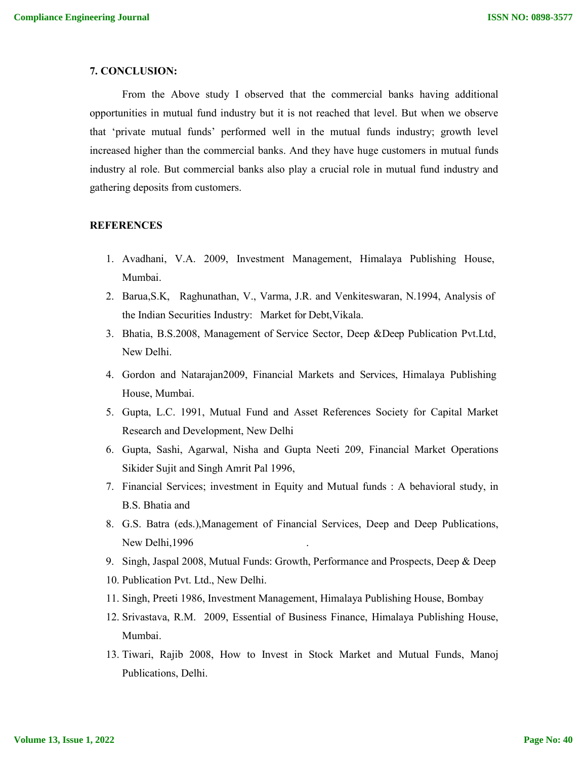## 7. CONCLUSION:

From the Above study I observed that the commercial banks having additional opportunities in mutual fund industry but it is not reached that level. But when we observe that 'private mutual funds' performed well in the mutual funds industry; growth level increased higher than the commercial banks. And they have huge customers in mutual funds industry al role. But commercial banks also play a crucial role in mutual fund industry and gathering deposits from customers.

## REFERENCES

1. Avadhani, V.A. 2009, Investment Management, Himalaya Publishing House, Mumbai.
2. Barua,S.K, Raghunathan, V., Varma, J.R. and Venkiteswaran, N.1994, Analysis of the Indian Securities Industry: Market for Debt,Vikala.
3. Bhatia, B.S.2008, Management of Service Sector, Deep &Deep Publication Pvt.Ltd, New Delhi.
4. Gordon and Natarajan2009, Financial Markets and Services, Himalaya Publishing House, Mumbai.
5. Gupta, L.C. 1991, Mutual Fund and Asset References Society for Capital Market Research and Development, New Delhi
6. Gupta, Sashi, Agarwal, Nisha and Gupta Neeti 209, Financial Market Operations Sikider Sujit and Singh Amrit Pal 1996,
7. Financial Services; investment in Equity and Mutual funds : A behavioral study, in B.S. Bhatia and
8. G.S. Batra (eds.),Management of Financial Services, Deep and Deep Publications, New Delhi,1996 .
9. Singh, Jaspal 2008, Mutual Funds: Growth, Performance and Prospects, Deep & Deep
10. Publication Pvt. Ltd., New Delhi.
11. Singh, Preeti 1986, Investment Management, Himalaya Publishing House, Bombay
12. Srivastava, R.M. 2009, Essential of Business Finance, Himalaya Publishing House, Mumbai.
13. Tiwari, Rajib 2008, How to Invest in Stock Market and Mutual Funds, Manoj Publications, Delhi.